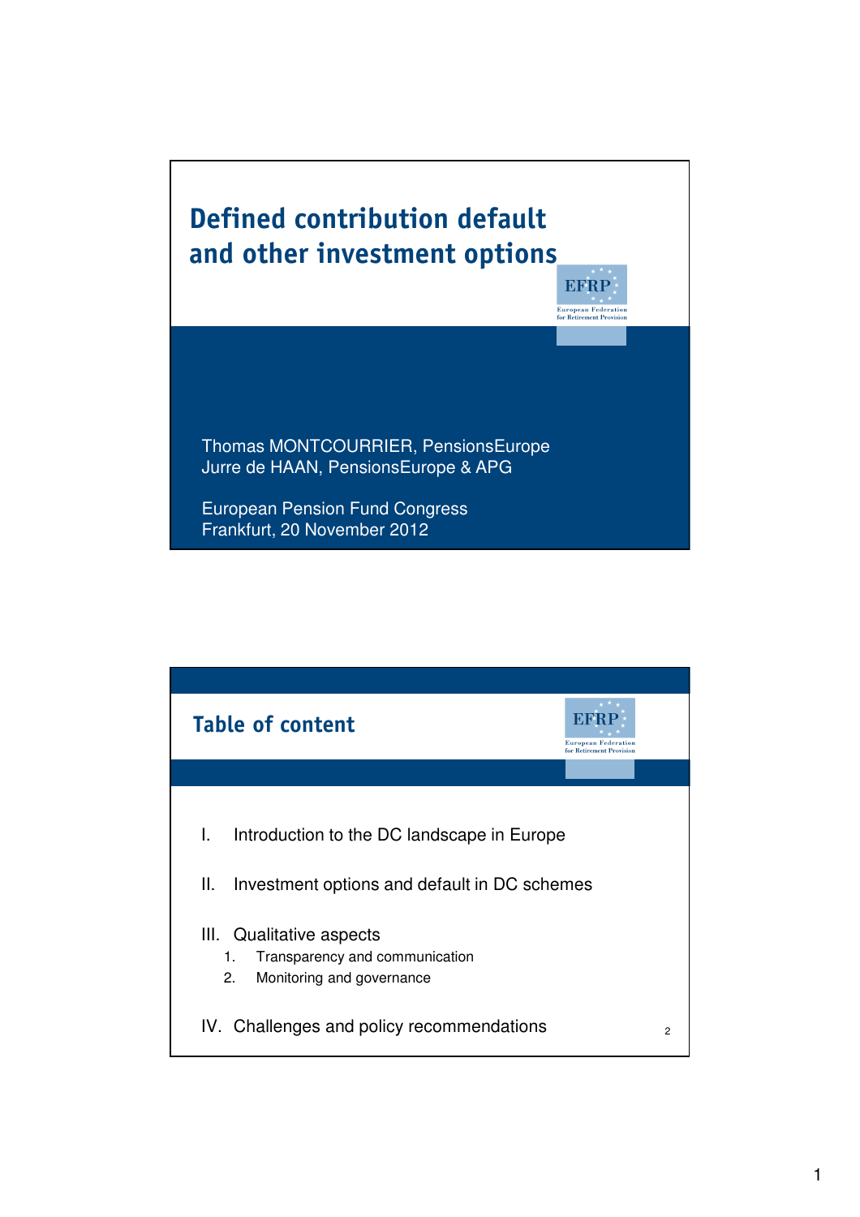# Defined contribution default and other investment options

EFRP – European Federation for Retirement Provision

Thomas MONTCOURRIER, PensionsEurope
Jurre de HAAN, PensionsEurope & APG

European Pension Fund Congress
Frankfurt, 20 November 2012

## Table of content

EFRP – European Federation for Retirement Provision

I. Introduction to the DC landscape in Europe

II. Investment options and default in DC schemes

III. Qualitative aspects
   1. Transparency and communication
   2. Monitoring and governance

IV. Challenges and policy recommendations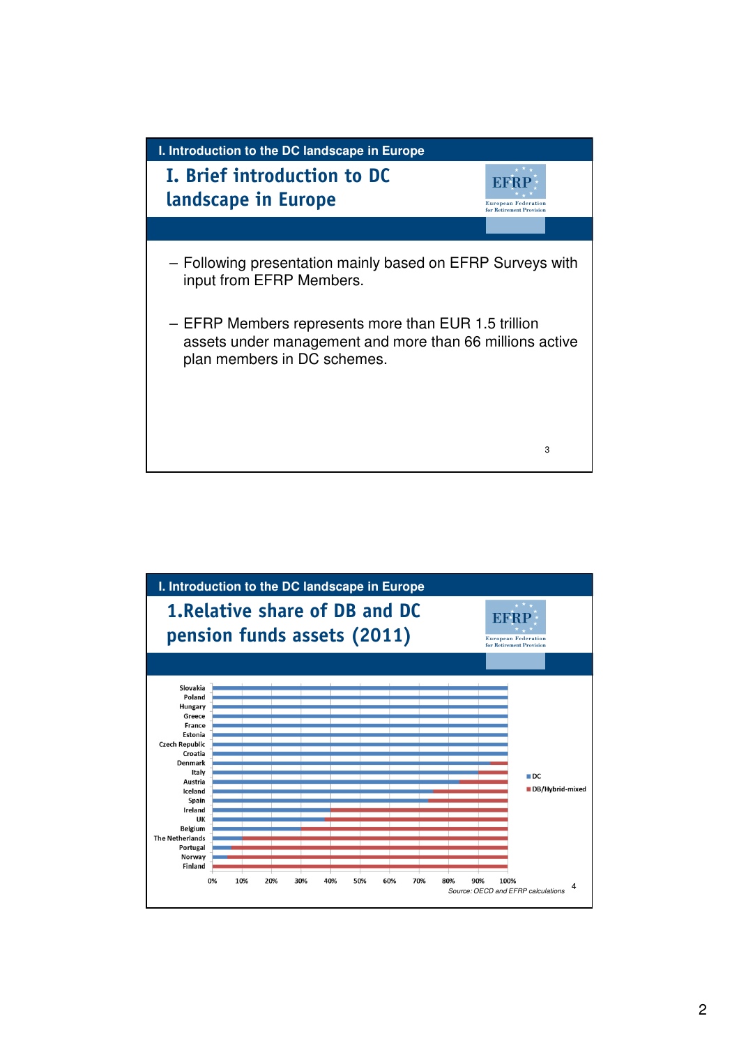I. Introduction to the DC landscape in Europe

# I. Brief introduction to DC landscape in Europe

EFRP European Federation for Retirement Provision

- Following presentation mainly based on EFRP Surveys with input from EFRP Members.
- EFRP Members represents more than EUR 1.5 trillion assets under management and more than 66 millions active plan members in DC schemes.

3

I. Introduction to the DC landscape in Europe

# 1.Relative share of DB and DC pension funds assets (2011)

EFRP European Federation for Retirement Provision

Slovakia
Poland
Hungary
Greece
France
Estonia
Czech Republic
Croatia
Denmark
Italy
Austria
Iceland
Spain
Ireland
UK
Belgium
The Netherlands
Portugal
Norway
Finland

0% 10% 20% 30% 40% 50% 60% 70% 80% 90% 100%

DC
DB/Hybrid-mixed

*Source: OECD and EFRP calculations*

4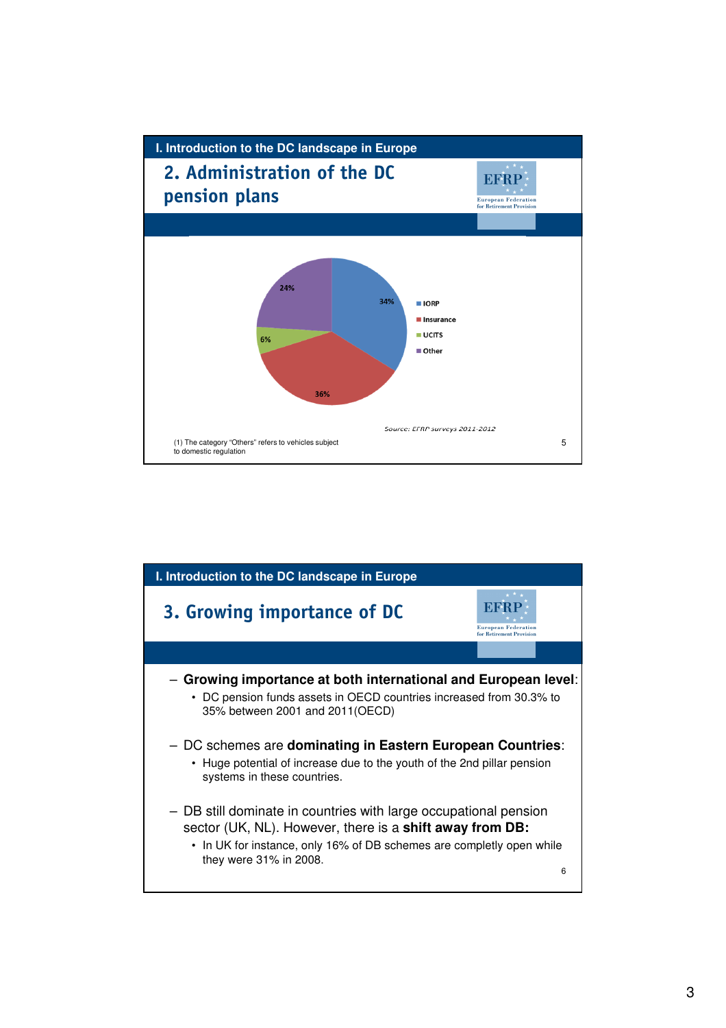## I. Introduction to the DC landscape in Europe

### 2. Administration of the DC pension plans

| Category | Share |
| --- | --- |
| IORP | 34% |
| Insurance | 36% |
| UCITS | 6% |
| Other | 24% |

Source: EFRP surveys 2011-2012

(1) The category "Others" refers to vehicles subject to domestic regulation

## I. Introduction to the DC landscape in Europe

### 3. Growing importance of DC

- **Growing importance at both international and European level**:
  - DC pension funds assets in OECD countries increased from 30.3% to 35% between 2001 and 2011(OECD)
- DC schemes are **dominating in Eastern European Countries**:
  - Huge potential of increase due to the youth of the 2nd pillar pension systems in these countries.
- DB still dominate in countries with large occupational pension sector (UK, NL). However, there is a **shift away from DB:**
  - In UK for instance, only 16% of DB schemes are completly open while they were 31% in 2008.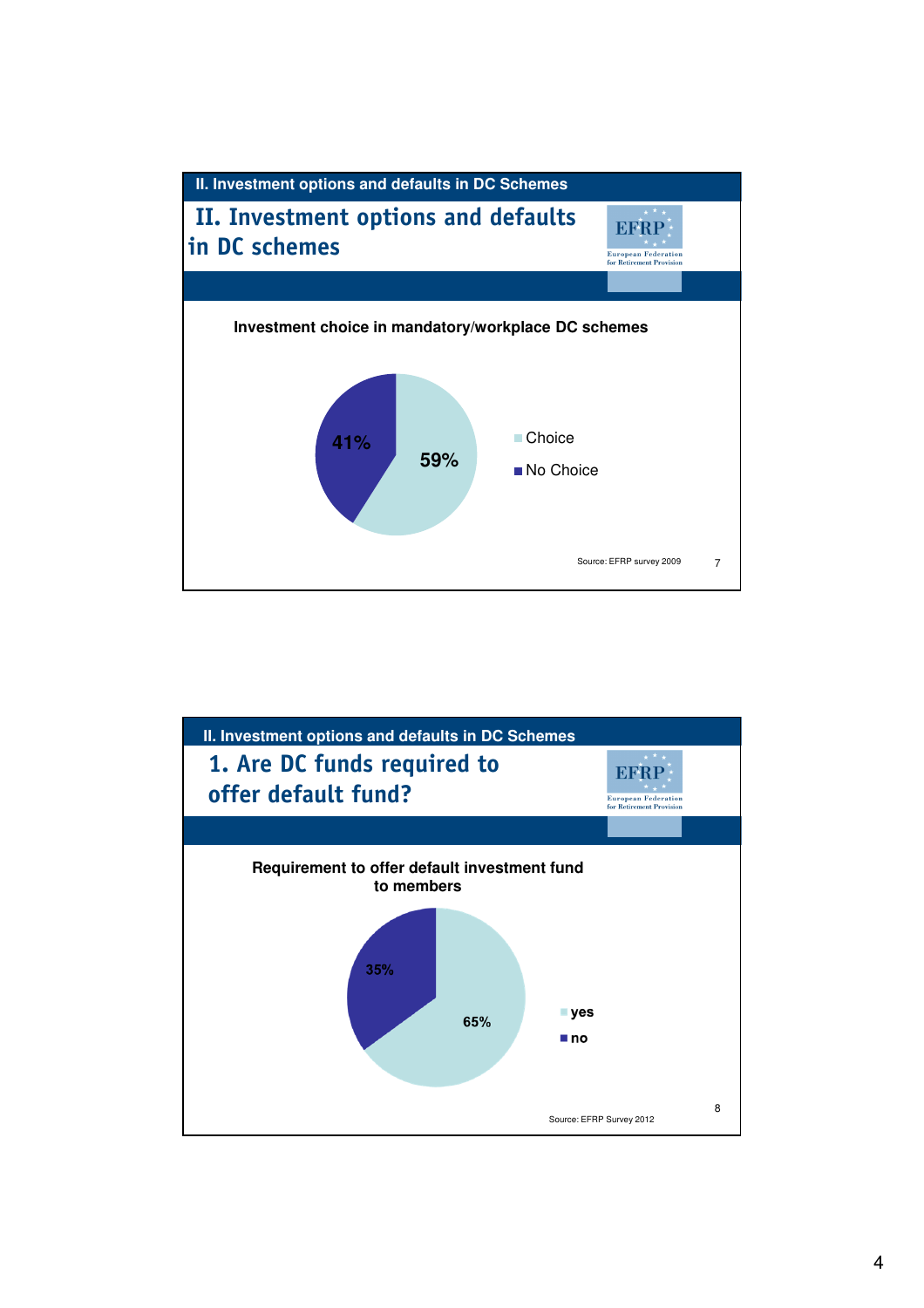II. Investment options and defaults in DC Schemes

## II. Investment options and defaults in DC schemes

**Investment choice in mandatory/workplace DC schemes**

- Choice: 59%
- No Choice: 41%

Source: EFRP survey 2009

II. Investment options and defaults in DC Schemes

## 1. Are DC funds required to offer default fund?

**Requirement to offer default investment fund to members**

- yes: 65%
- no: 35%

Source: EFRP Survey 2012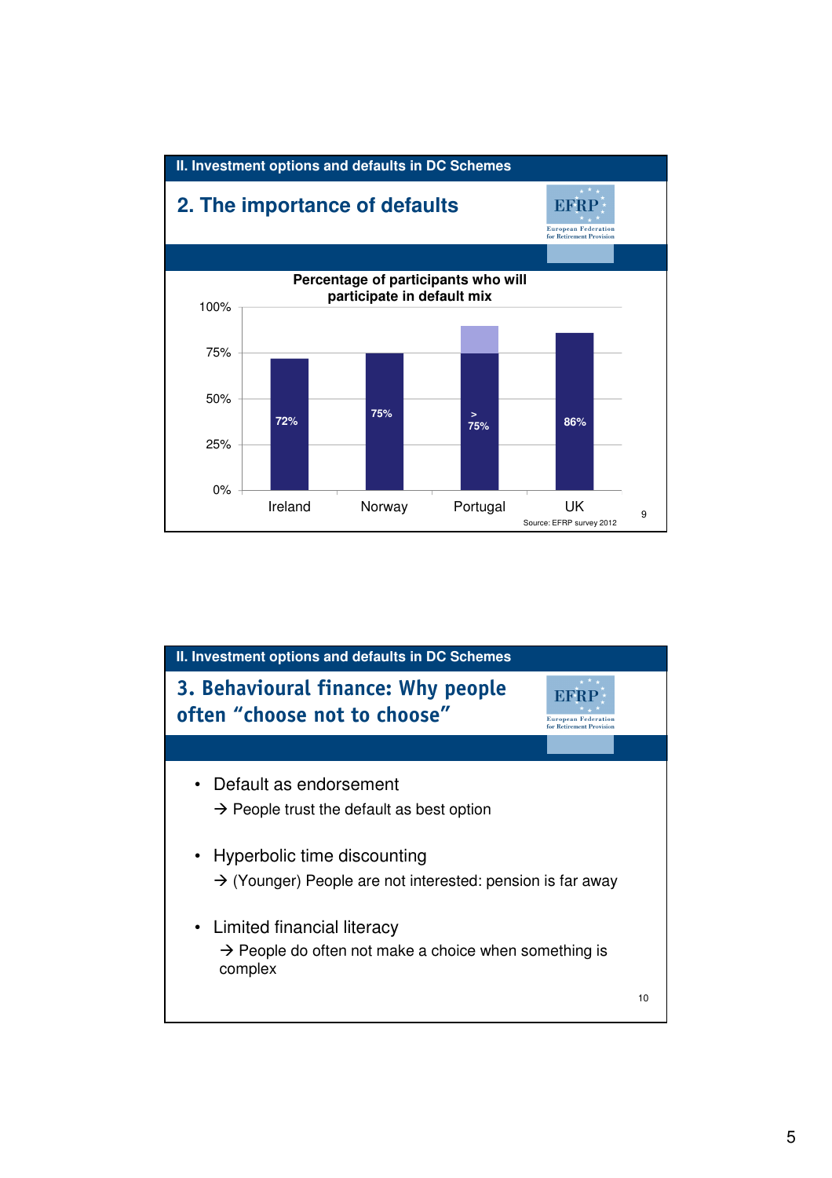**II. Investment options and defaults in DC Schemes**

## 2. The importance of defaults

EFRP European Federation for Retirement Provision

**Percentage of participants who will participate in default mix**

| Country | Percentage |
|---|---|
| Ireland | 72% |
| Norway | 75% |
| Portugal | > 75% |
| UK | 86% |

Source: EFRP survey 2012

**II. Investment options and defaults in DC Schemes**

## 3. Behavioural finance: Why people often "choose not to choose"

EFRP European Federation for Retirement Provision

- Default as endorsement
  → People trust the default as best option
- Hyperbolic time discounting
  → (Younger) People are not interested: pension is far away
- Limited financial literacy
  → People do often not make a choice when something is complex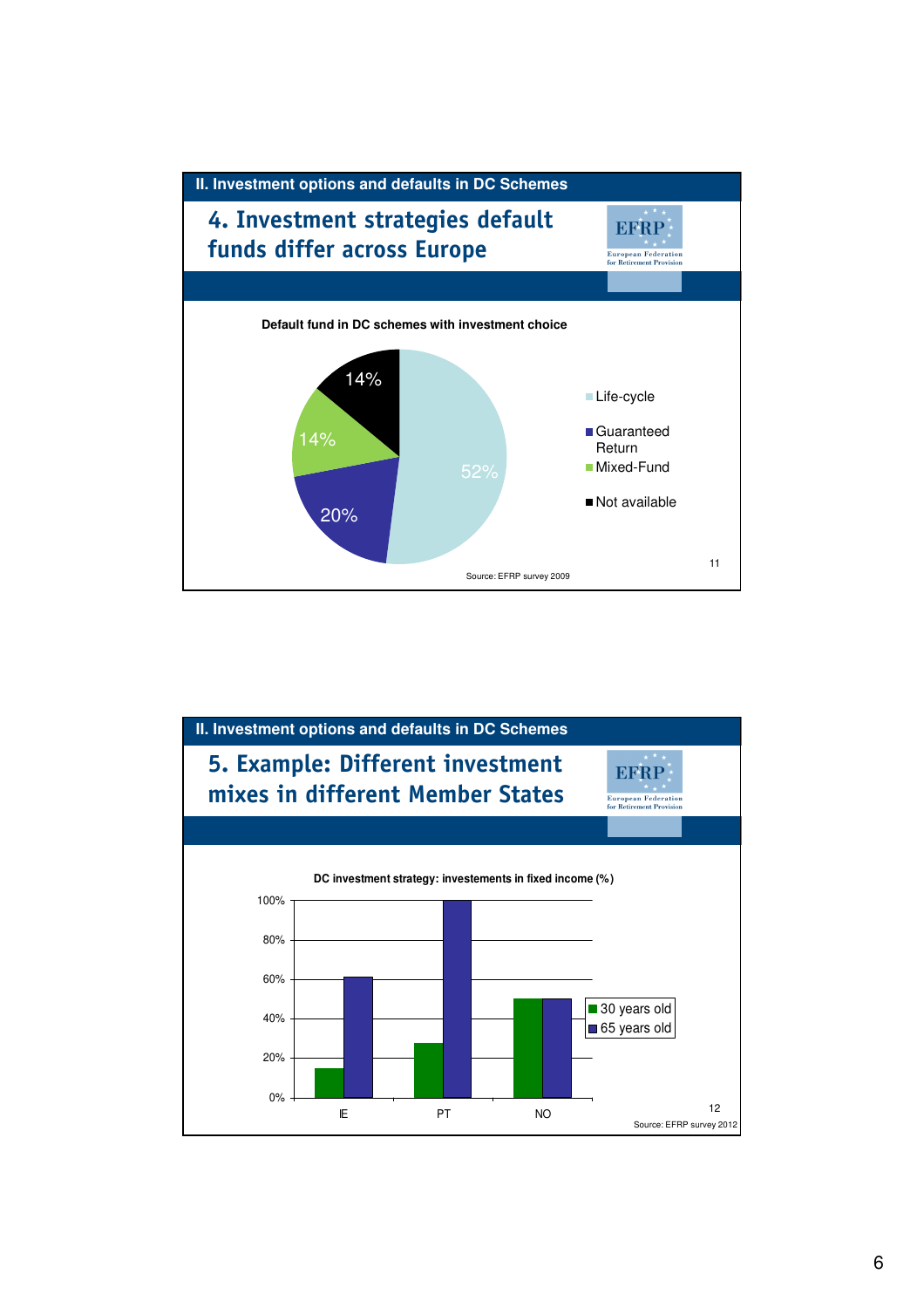## II. Investment options and defaults in DC Schemes

### 4. Investment strategies default funds differ across Europe

EFRP European Federation for Retirement Provision

**Default fund in DC schemes with investment choice**

| Default fund | Share |
|---|---|
| Life-cycle | 52% |
| Guaranteed Return | 20% |
| Mixed-Fund | 14% |
| Not available | 14% |

Source: EFRP survey 2009

## II. Investment options and defaults in DC Schemes

### 5. Example: Different investment mixes in different Member States

EFRP European Federation for Retirement Provision

**DC investment strategy: investements in fixed income (%)**

| Country | 30 years old | 65 years old |
|---|---|---|
| IE | ~15% | ~61% |
| PT | ~28% | 100% |
| NO | 50% | 50% |

Source: EFRP survey 2012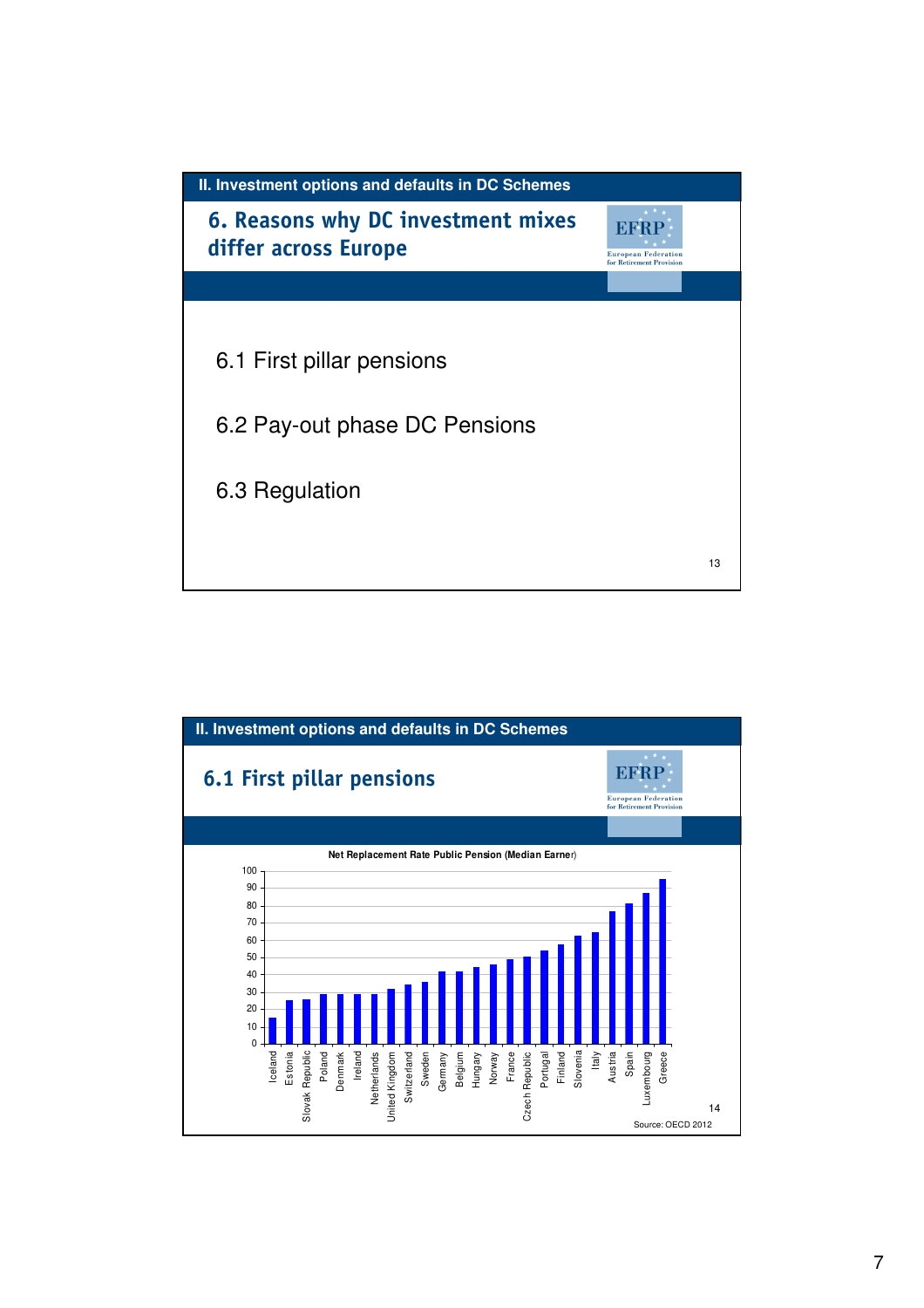## II. Investment options and defaults in DC Schemes

### 6. Reasons why DC investment mixes differ across Europe

EFRP European Federation for Retirement Provision

6.1 First pillar pensions

6.2 Pay-out phase DC Pensions

6.3 Regulation

## II. Investment options and defaults in DC Schemes

### 6.1 First pillar pensions

EFRP European Federation for Retirement Provision

**Net Replacement Rate Public Pension (Median Earner)**

| Country | Net Replacement Rate (approx.) |
|---|---|
| Iceland | 15 |
| Estonia | 25 |
| Slovak Republic | 26 |
| Poland | 29 |
| Denmark | 29 |
| Ireland | 29 |
| Netherlands | 29 |
| United Kingdom | 32 |
| Switzerland | 34 |
| Sweden | 36 |
| Germany | 42 |
| Belgium | 42 |
| Hungary | 45 |
| Norway | 46 |
| France | 49 |
| Czech Republic | 51 |
| Portugal | 54 |
| Finland | 58 |
| Slovenia | 63 |
| Italy | 65 |
| Austria | 77 |
| Spain | 82 |
| Luxembourg | 88 |
| Greece | 96 |

Source: OECD 2012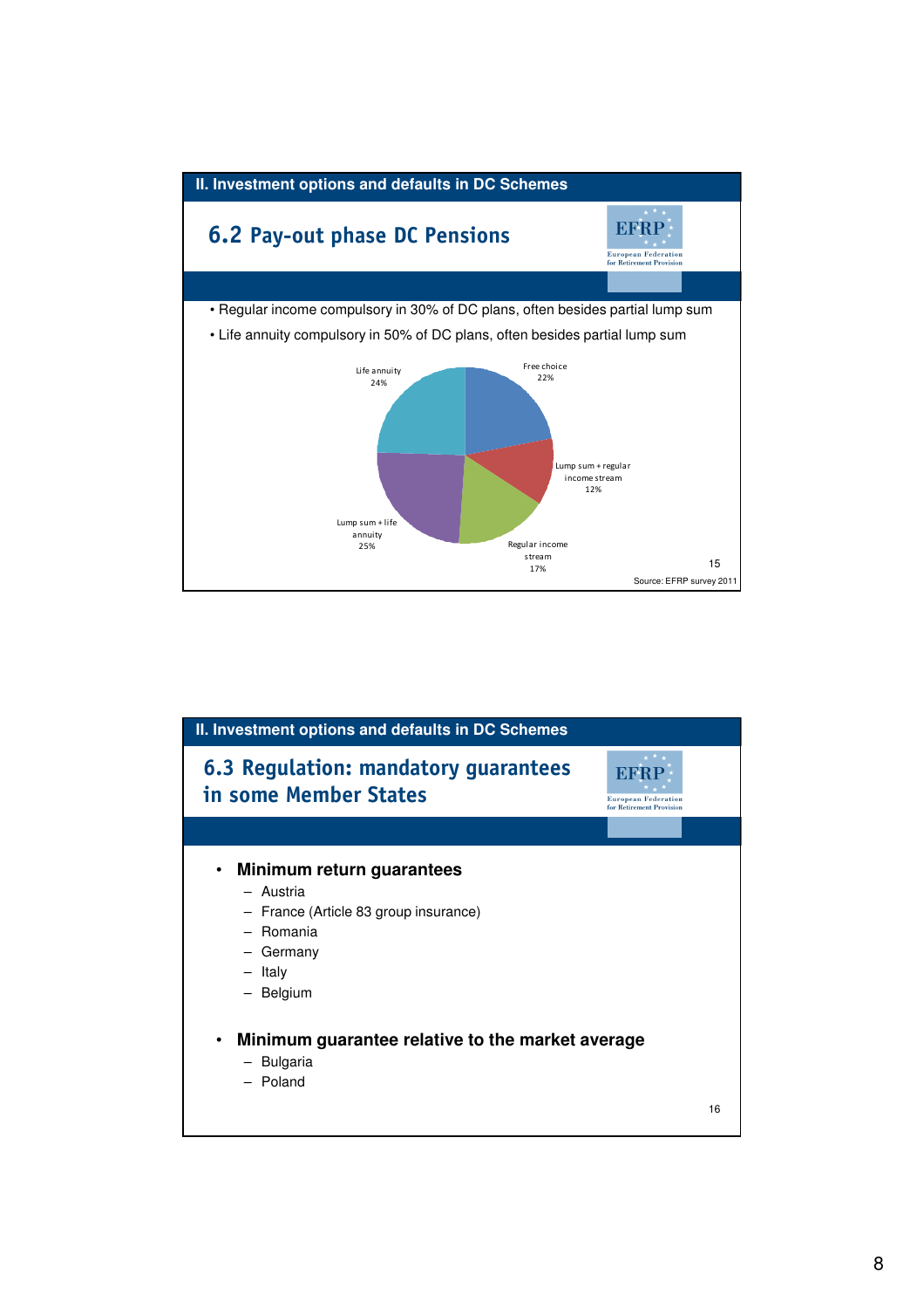## II. Investment options and defaults in DC Schemes

### 6.2 Pay-out phase DC Pensions

EFRP – European Federation for Retirement Provision

- Regular income compulsory in 30% of DC plans, often besides partial lump sum
- Life annuity compulsory in 50% of DC plans, often besides partial lump sum

| Pay-out option | Share |
|---|---|
| Free choice | 22% |
| Lump sum + regular income stream | 12% |
| Regular income stream | 17% |
| Lump sum + life annuity | 25% |
| Life annuity | 24% |

Source: EFRP survey 2011

## II. Investment options and defaults in DC Schemes

### 6.3 Regulation: mandatory guarantees in some Member States

EFRP – European Federation for Retirement Provision

- **Minimum return guarantees**
  - Austria
  - France (Article 83 group insurance)
  - Romania
  - Germany
  - Italy
  - Belgium
- **Minimum guarantee relative to the market average**
  - Bulgaria
  - Poland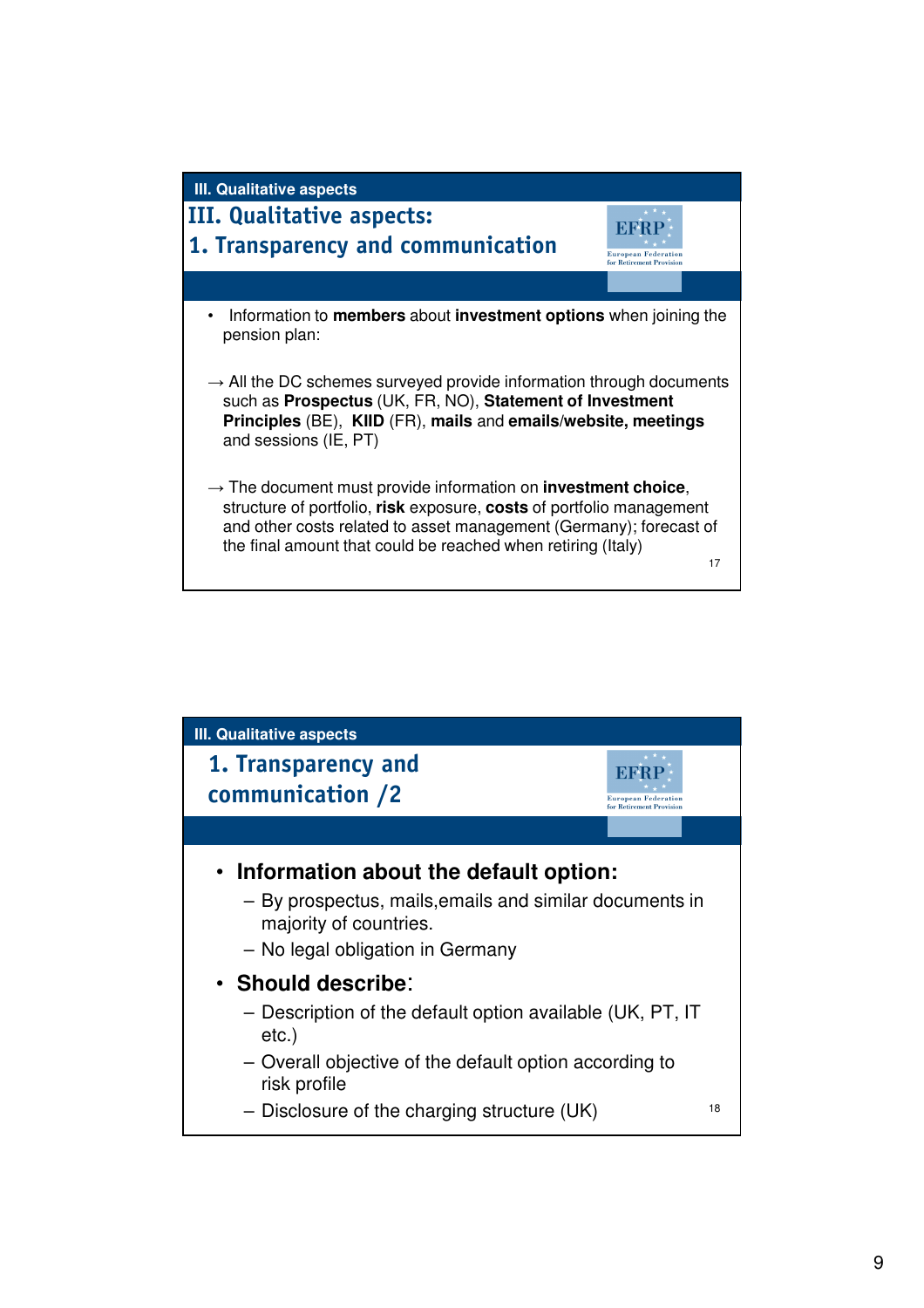III. Qualitative aspects

## III. Qualitative aspects: 1. Transparency and communication

EFRP European Federation for Retirement Provision

- Information to **members** about **investment options** when joining the pension plan:

→ All the DC schemes surveyed provide information through documents such as **Prospectus** (UK, FR, NO), **Statement of Investment Principles** (BE), **KIID** (FR), **mails** and **emails/website, meetings** and sessions (IE, PT)

→ The document must provide information on **investment choice**, structure of portfolio, **risk** exposure, **costs** of portfolio management and other costs related to asset management (Germany); forecast of the final amount that could be reached when retiring (Italy)

17

III. Qualitative aspects

## 1. Transparency and communication /2

EFRP European Federation for Retirement Provision

- **Information about the default option:**
  - By prospectus, mails,emails and similar documents in majority of countries.
  - No legal obligation in Germany
- **Should describe**:
  - Description of the default option available (UK, PT, IT etc.)
  - Overall objective of the default option according to risk profile
  - Disclosure of the charging structure (UK)

18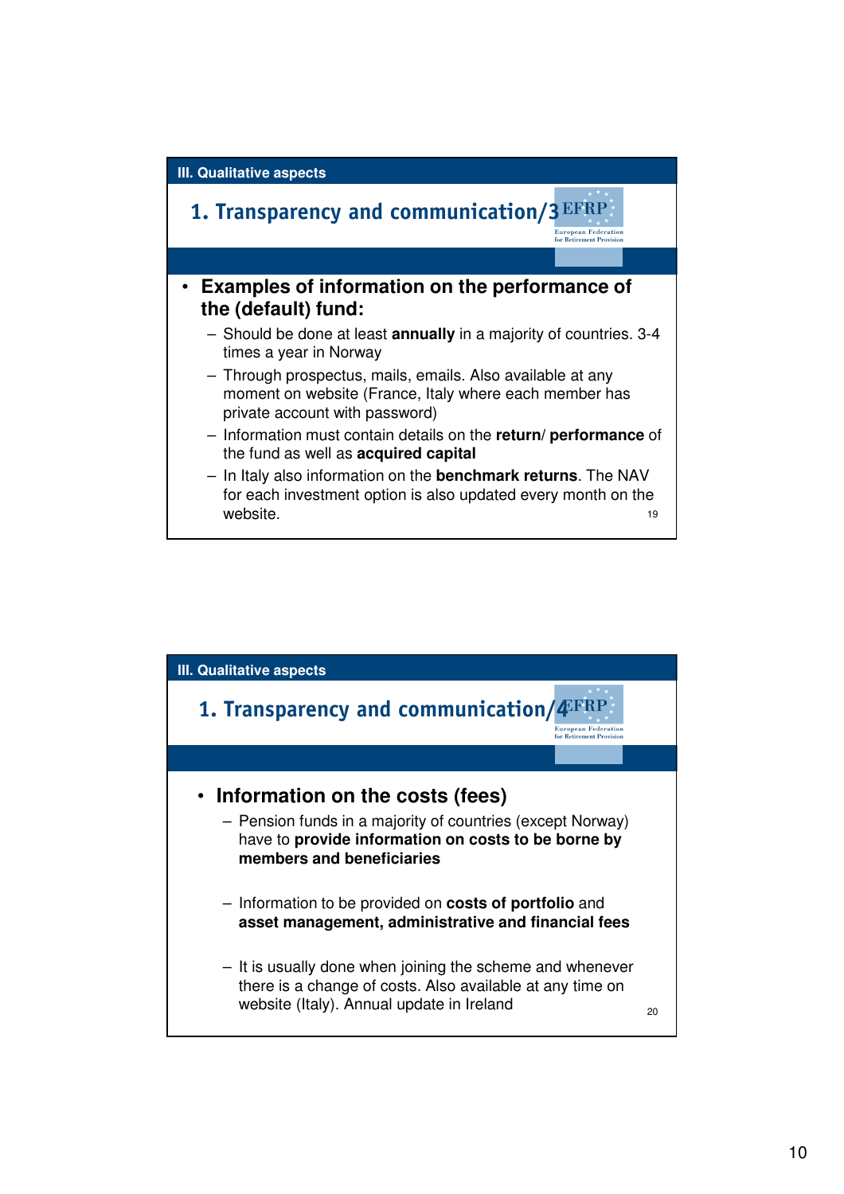## III. Qualitative aspects

### 1. Transparency and communication/3

- **Examples of information on the performance of the (default) fund:**
  - Should be done at least **annually** in a majority of countries. 3-4 times a year in Norway
  - Through prospectus, mails, emails. Also available at any moment on website (France, Italy where each member has private account with password)
  - Information must contain details on the **return**/ **performance** of the fund as well as **acquired capital**
  - In Italy also information on the **benchmark returns**. The NAV for each investment option is also updated every month on the website.

## III. Qualitative aspects

### 1. Transparency and communication/4

- **Information on the costs (fees)**
  - Pension funds in a majority of countries (except Norway) have to **provide information on costs to be borne by members and beneficiaries**
  - Information to be provided on **costs of portfolio** and **asset management, administrative and financial fees**
  - It is usually done when joining the scheme and whenever there is a change of costs. Also available at any time on website (Italy). Annual update in Ireland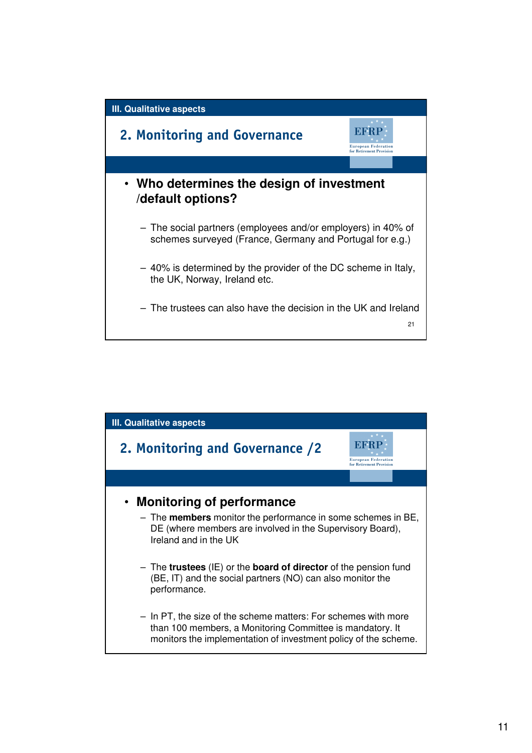III. Qualitative aspects

## 2. Monitoring and Governance

EFRP European Federation for Retirement Provision

- **Who determines the design of investment /default options?**
  - The social partners (employees and/or employers) in 40% of schemes surveyed (France, Germany and Portugal for e.g.)
  - 40% is determined by the provider of the DC scheme in Italy, the UK, Norway, Ireland etc.
  - The trustees can also have the decision in the UK and Ireland

21

III. Qualitative aspects

## 2. Monitoring and Governance /2

EFRP European Federation for Retirement Provision

- **Monitoring of performance**
  - The **members** monitor the performance in some schemes in BE, DE (where members are involved in the Supervisory Board), Ireland and in the UK
  - The **trustees** (IE) or the **board of director** of the pension fund (BE, IT) and the social partners (NO) can also monitor the performance.
  - In PT, the size of the scheme matters: For schemes with more than 100 members, a Monitoring Committee is mandatory. It monitors the implementation of investment policy of the scheme.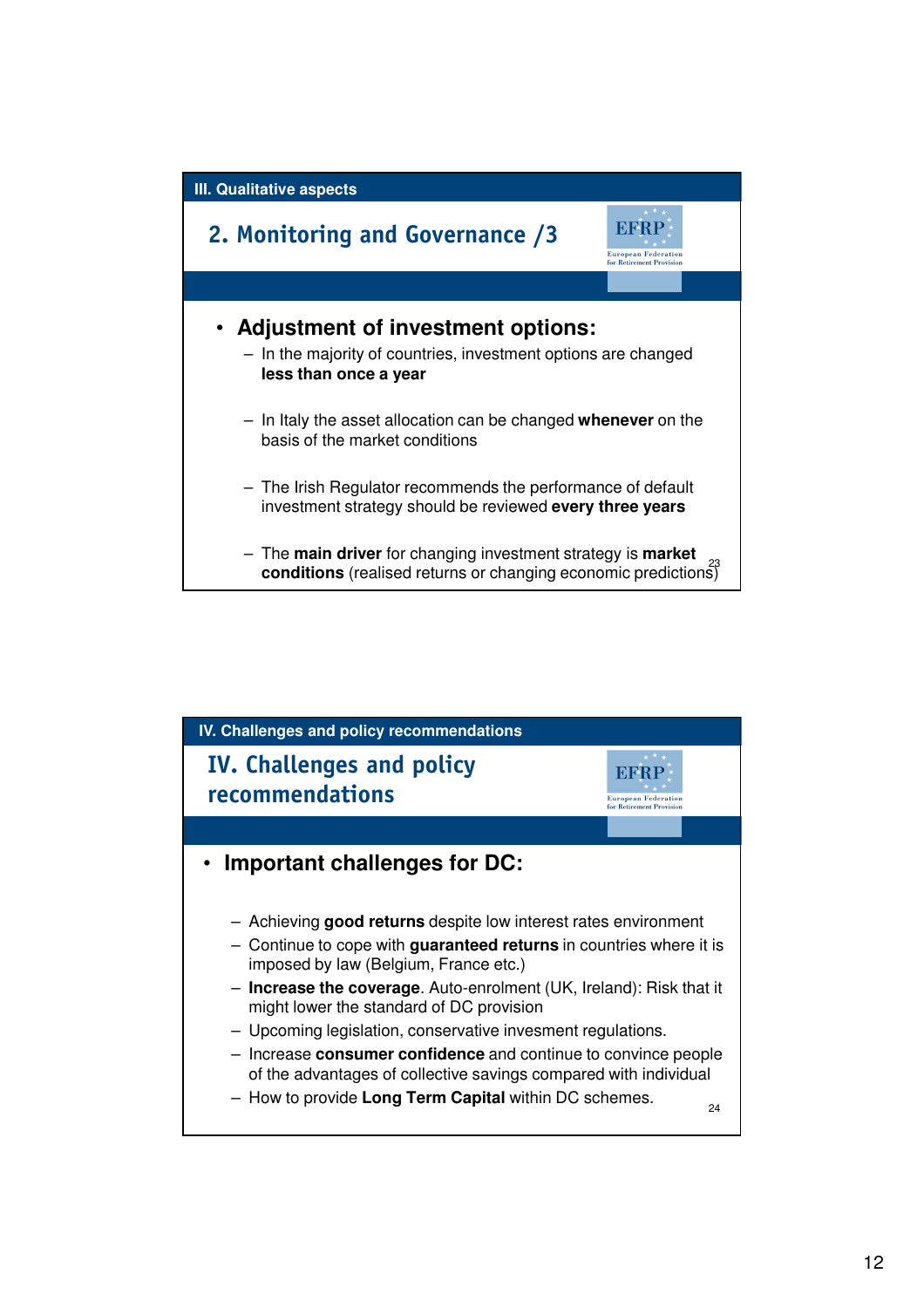III. Qualitative aspects

## 2. Monitoring and Governance /3

EFRP European Federation for Retirement Provision

- **Adjustment of investment options:**
  - In the majority of countries, investment options are changed **less than once a year**
  - In Italy the asset allocation can be changed **whenever** on the basis of the market conditions
  - The Irish Regulator recommends the performance of default investment strategy should be reviewed **every three years**
  - The **main driver** for changing investment strategy is **market conditions** (realised returns or changing economic predictions)

23

IV. Challenges and policy recommendations

## IV. Challenges and policy recommendations

EFRP European Federation for Retirement Provision

- **Important challenges for DC:**
  - Achieving **good returns** despite low interest rates environment
  - Continue to cope with **guaranteed returns** in countries where it is imposed by law (Belgium, France etc.)
  - **Increase the coverage**. Auto-enrolment (UK, Ireland): Risk that it might lower the standard of DC provision
  - Upcoming legislation, conservative invesment regulations.
  - Increase **consumer confidence** and continue to convince people of the advantages of collective savings compared with individual
  - How to provide **Long Term Capital** within DC schemes.

24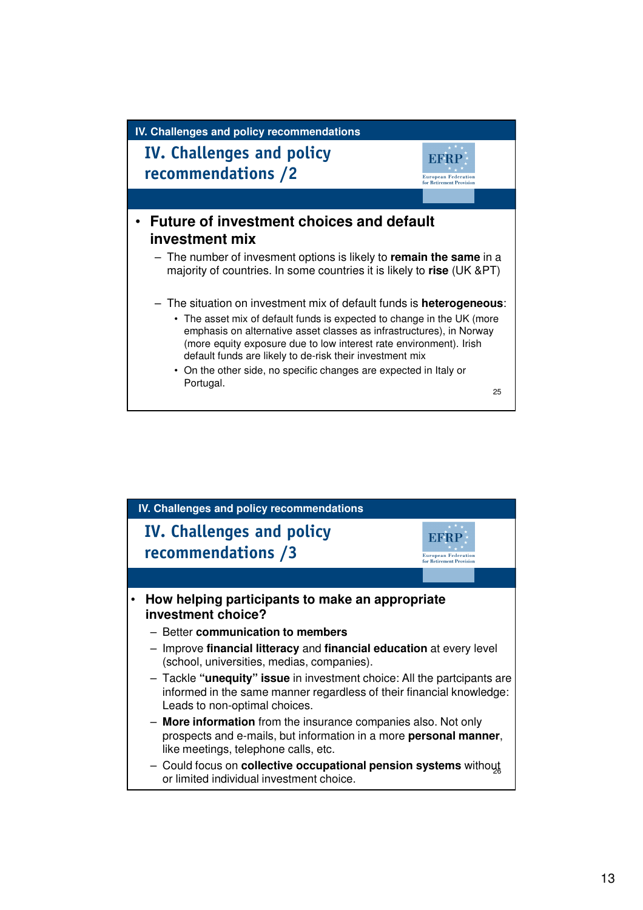## IV. Challenges and policy recommendations /2

- **Future of investment choices and default investment mix**
  - The number of invesment options is likely to **remain the same** in a majority of countries. In some countries it is likely to **rise** (UK &PT)
  - The situation on investment mix of default funds is **heterogeneous**:
    - The asset mix of default funds is expected to change in the UK (more emphasis on alternative asset classes as infrastructures), in Norway (more equity exposure due to low interest rate environment). Irish default funds are likely to de-risk their investment mix
    - On the other side, no specific changes are expected in Italy or Portugal.

## IV. Challenges and policy recommendations /3

- **How helping participants to make an appropriate investment choice?**
  - Better **communication to members**
  - Improve **financial litteracy** and **financial education** at every level (school, universities, medias, companies).
  - Tackle **"unequity" issue** in investment choice: All the partcipants are informed in the same manner regardless of their financial knowledge: Leads to non-optimal choices.
  - **More information** from the insurance companies also. Not only prospects and e-mails, but information in a more **personal manner**, like meetings, telephone calls, etc.
  - Could focus on **collective occupational pension systems** without or limited individual investment choice.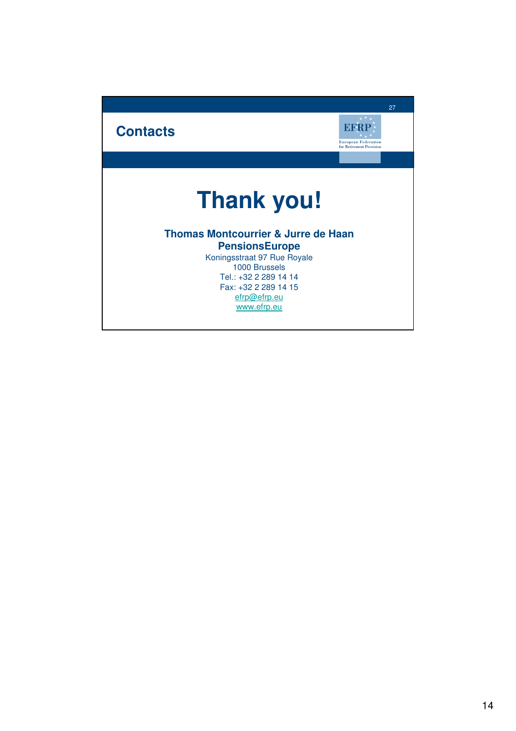## Contacts

EFRP
European Federation for Retirement Provision

# Thank you!

**Thomas Montcourrier & Jurre de Haan**
**PensionsEurope**

Koningsstraat 97 Rue Royale
1000 Brussels
Tel.: +32 2 289 14 14
Fax: +32 2 289 14 15
efrp@efrp.eu
www.efrp.eu